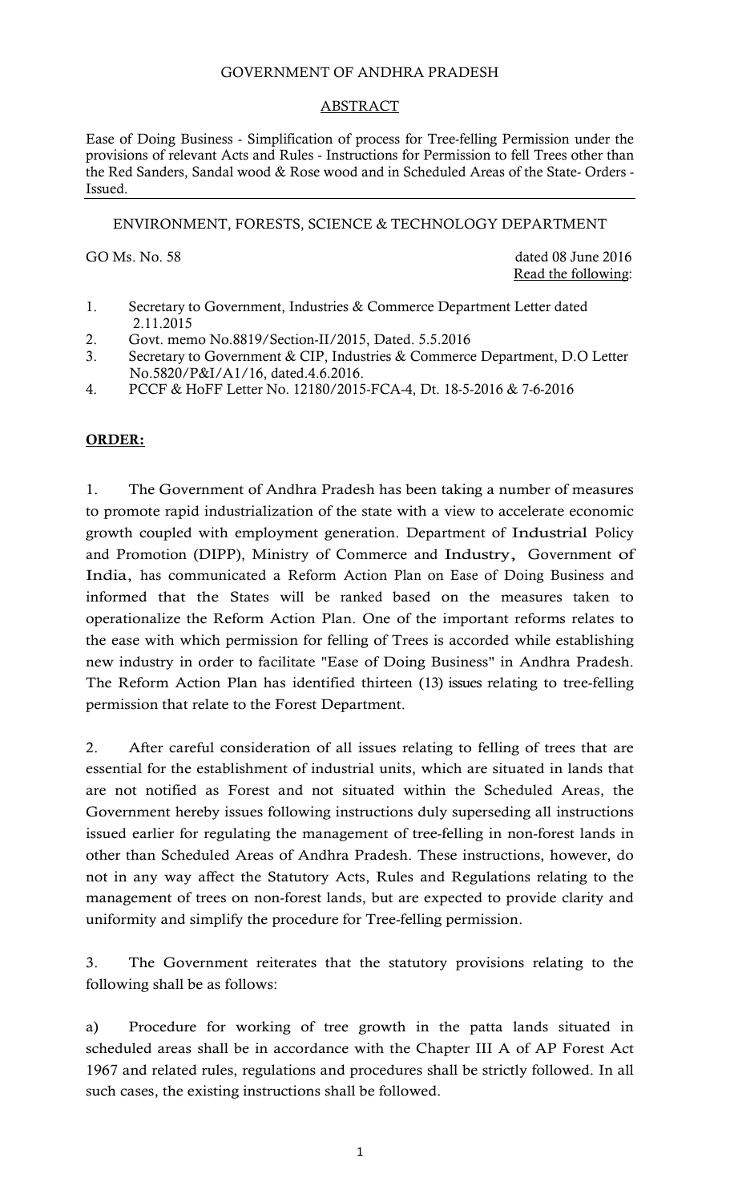GOVERNMENT OF ANDHRA PRADESH

ABSTRACT

Ease of Doing Business - Simplification of process for Tree-felling Permission under the provisions of relevant Acts and Rules - Instructions for Permission to fell Trees other than the Red Sanders, Sandal wood & Rose wood and in Scheduled Areas of the State- Orders - Issued.

ENVIRONMENT, FORESTS, SCIENCE & TECHNOLOGY DEPARTMENT

GO Ms. No. 58 dated 08 June 2016

Read the following:

1. Secretary to Government, Industries & Commerce Department Letter dated 2.11.2015
2. Govt. memo No.8819/Section-II/2015, Dated. 5.5.2016
3. Secretary to Government & CIP, Industries & Commerce Department, D.O Letter No.5820/P&I/A1/16, dated.4.6.2016.
4. PCCF & HoFF Letter No. 12180/2015-FCA-4, Dt. 18-5-2016 & 7-6-2016

**ORDER:**

1. The Government of Andhra Pradesh has been taking a number of measures to promote rapid industrialization of the state with a view to accelerate economic growth coupled with employment generation. Department of Industrial Policy and Promotion (DIPP), Ministry of Commerce and Industry, Government of India, has communicated a Reform Action Plan on Ease of Doing Business and informed that the States will be ranked based on the measures taken to operationalize the Reform Action Plan. One of the important reforms relates to the ease with which permission for felling of Trees is accorded while establishing new industry in order to facilitate "Ease of Doing Business" in Andhra Pradesh. The Reform Action Plan has identified thirteen (13) issues relating to tree-felling permission that relate to the Forest Department.

2. After careful consideration of all issues relating to felling of trees that are essential for the establishment of industrial units, which are situated in lands that are not notified as Forest and not situated within the Scheduled Areas, the Government hereby issues following instructions duly superseding all instructions issued earlier for regulating the management of tree-felling in non-forest lands in other than Scheduled Areas of Andhra Pradesh. These instructions, however, do not in any way affect the Statutory Acts, Rules and Regulations relating to the management of trees on non-forest lands, but are expected to provide clarity and uniformity and simplify the procedure for Tree-felling permission.

3. The Government reiterates that the statutory provisions relating to the following shall be as follows:

a) Procedure for working of tree growth in the patta lands situated in scheduled areas shall be in accordance with the Chapter III A of AP Forest Act 1967 and related rules, regulations and procedures shall be strictly followed. In all such cases, the existing instructions shall be followed.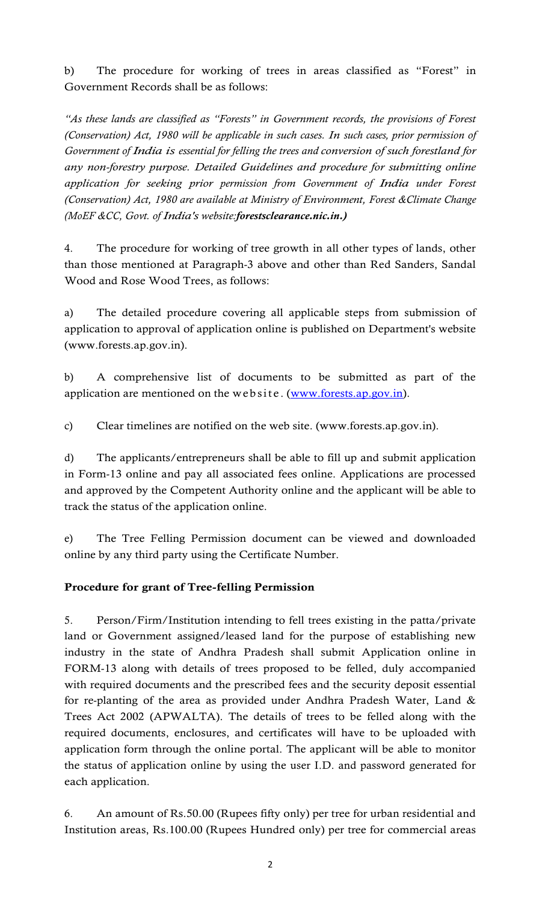b) The procedure for working of trees in areas classified as "Forest" in Government Records shall be as follows:

*"As these lands are classified as "Forests" in Government records, the provisions of Forest (Conservation) Act, 1980 will be applicable in such cases. In such cases, prior permission of Government of India is essential for felling the trees and conversion of such forestland for any non-forestry purpose. Detailed Guidelines and procedure for submitting online application for seeking prior permission from Government of India under Forest (Conservation) Act, 1980 are available at Ministry of Environment, Forest &Climate Change (MoEF &CC, Govt. of India's website:**forestsclearance.nic.in.)***

4. The procedure for working of tree growth in all other types of lands, other than those mentioned at Paragraph-3 above and other than Red Sanders, Sandal Wood and Rose Wood Trees, as follows:

a) The detailed procedure covering all applicable steps from submission of application to approval of application online is published on Department's website (www.forests.ap.gov.in).

b) A comprehensive list of documents to be submitted as part of the application are mentioned on the website. (www.forests.ap.gov.in).

c) Clear timelines are notified on the web site. (www.forests.ap.gov.in).

d) The applicants/entrepreneurs shall be able to fill up and submit application in Form-13 online and pay all associated fees online. Applications are processed and approved by the Competent Authority online and the applicant will be able to track the status of the application online.

e) The Tree Felling Permission document can be viewed and downloaded online by any third party using the Certificate Number.

**Procedure for grant of Tree-felling Permission**

5. Person/Firm/Institution intending to fell trees existing in the patta/private land or Government assigned/leased land for the purpose of establishing new industry in the state of Andhra Pradesh shall submit Application online in FORM-13 along with details of trees proposed to be felled, duly accompanied with required documents and the prescribed fees and the security deposit essential for re-planting of the area as provided under Andhra Pradesh Water, Land & Trees Act 2002 (APWALTA). The details of trees to be felled along with the required documents, enclosures, and certificates will have to be uploaded with application form through the online portal. The applicant will be able to monitor the status of application online by using the user I.D. and password generated for each application.

6. An amount of Rs.50.00 (Rupees fifty only) per tree for urban residential and Institution areas, Rs.100.00 (Rupees Hundred only) per tree for commercial areas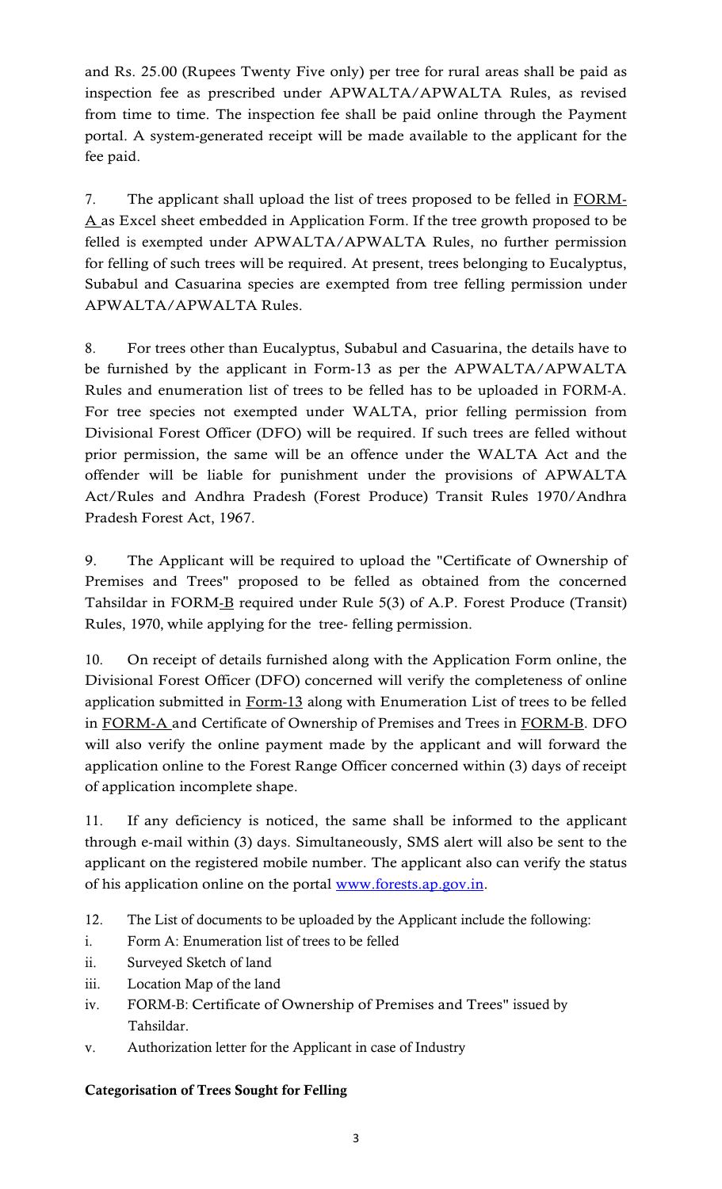and Rs. 25.00 (Rupees Twenty Five only) per tree for rural areas shall be paid as inspection fee as prescribed under APWALTA/APWALTA Rules, as revised from time to time. The inspection fee shall be paid online through the Payment portal. A system-generated receipt will be made available to the applicant for the fee paid.

7. The applicant shall upload the list of trees proposed to be felled in FORM-A as Excel sheet embedded in Application Form. If the tree growth proposed to be felled is exempted under APWALTA/APWALTA Rules, no further permission for felling of such trees will be required. At present, trees belonging to Eucalyptus, Subabul and Casuarina species are exempted from tree felling permission under APWALTA/APWALTA Rules.

8. For trees other than Eucalyptus, Subabul and Casuarina, the details have to be furnished by the applicant in Form-13 as per the APWALTA/APWALTA Rules and enumeration list of trees to be felled has to be uploaded in FORM-A. For tree species not exempted under WALTA, prior felling permission from Divisional Forest Officer (DFO) will be required. If such trees are felled without prior permission, the same will be an offence under the WALTA Act and the offender will be liable for punishment under the provisions of APWALTA Act/Rules and Andhra Pradesh (Forest Produce) Transit Rules 1970/Andhra Pradesh Forest Act, 1967.

9. The Applicant will be required to upload the "Certificate of Ownership of Premises and Trees" proposed to be felled as obtained from the concerned Tahsildar in FORM-B required under Rule 5(3) of A.P. Forest Produce (Transit) Rules, 1970, while applying for the tree- felling permission.

10. On receipt of details furnished along with the Application Form online, the Divisional Forest Officer (DFO) concerned will verify the completeness of online application submitted in Form-13 along with Enumeration List of trees to be felled in FORM-A and Certificate of Ownership of Premises and Trees in FORM-B. DFO will also verify the online payment made by the applicant and will forward the application online to the Forest Range Officer concerned within (3) days of receipt of application incomplete shape.

11. If any deficiency is noticed, the same shall be informed to the applicant through e-mail within (3) days. Simultaneously, SMS alert will also be sent to the applicant on the registered mobile number. The applicant also can verify the status of his application online on the portal www.forests.ap.gov.in.

12. The List of documents to be uploaded by the Applicant include the following:

i. Form A: Enumeration list of trees to be felled
ii. Surveyed Sketch of land
iii. Location Map of the land
iv. FORM-B: Certificate of Ownership of Premises and Trees" issued by Tahsildar.
v. Authorization letter for the Applicant in case of Industry

**Categorisation of Trees Sought for Felling**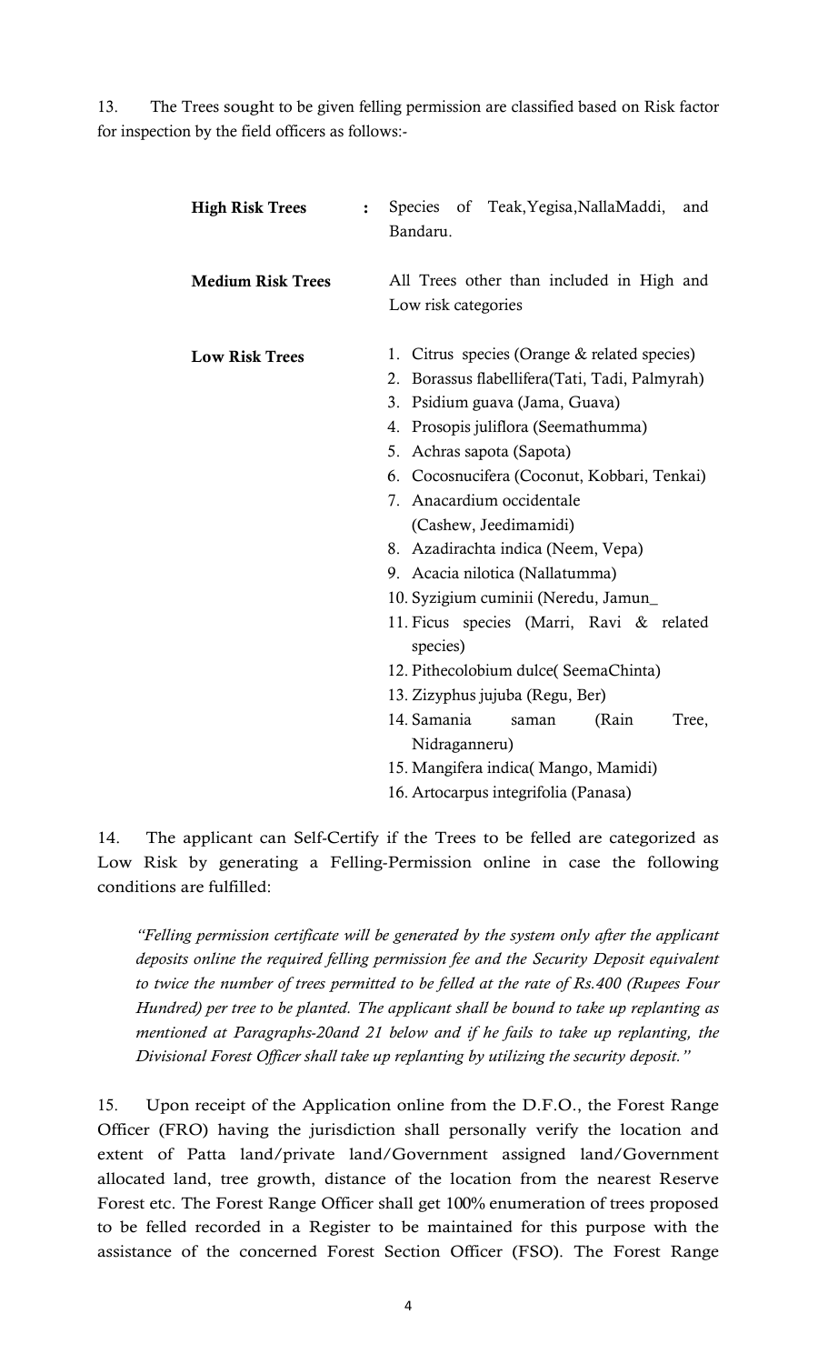13. The Trees sought to be given felling permission are classified based on Risk factor for inspection by the field officers as follows:-

| | |
|---|---|
| **High Risk Trees** : | Species of Teak,Yegisa,NallaMaddi, and Bandaru. |
| **Medium Risk Trees** | All Trees other than included in High and Low risk categories |
| **Low Risk Trees** | 1. Citrus species (Orange & related species)<br>2. Borassus flabellifera(Tati, Tadi, Palmyrah)<br>3. Psidium guava (Jama, Guava)<br>4. Prosopis juliflora (Seemathumma)<br>5. Achras sapota (Sapota)<br>6. Cocosnucifera (Coconut, Kobbari, Tenkai)<br>7. Anacardium occidentale (Cashew, Jeedimamidi)<br>8. Azadirachta indica (Neem, Vepa)<br>9. Acacia nilotica (Nallatumma)<br>10. Syzigium cuminii (Neredu, Jamun_<br>11. Ficus species (Marri, Ravi & related species)<br>12. Pithecolobium dulce( SeemaChinta)<br>13. Zizyphus jujuba (Regu, Ber)<br>14. Samania saman (Rain Tree, Nidraganneru)<br>15. Mangifera indica( Mango, Mamidi)<br>16. Artocarpus integrifolia (Panasa) |

14. The applicant can Self-Certify if the Trees to be felled are categorized as Low Risk by generating a Felling-Permission online in case the following conditions are fulfilled:

*"Felling permission certificate will be generated by the system only after the applicant deposits online the required felling permission fee and the Security Deposit equivalent to twice the number of trees permitted to be felled at the rate of Rs.400 (Rupees Four Hundred) per tree to be planted. The applicant shall be bound to take up replanting as mentioned at Paragraphs-20and 21 below and if he fails to take up replanting, the Divisional Forest Officer shall take up replanting by utilizing the security deposit."*

15. Upon receipt of the Application online from the D.F.O., the Forest Range Officer (FRO) having the jurisdiction shall personally verify the location and extent of Patta land/private land/Government assigned land/Government allocated land, tree growth, distance of the location from the nearest Reserve Forest etc. The Forest Range Officer shall get 100% enumeration of trees proposed to be felled recorded in a Register to be maintained for this purpose with the assistance of the concerned Forest Section Officer (FSO). The Forest Range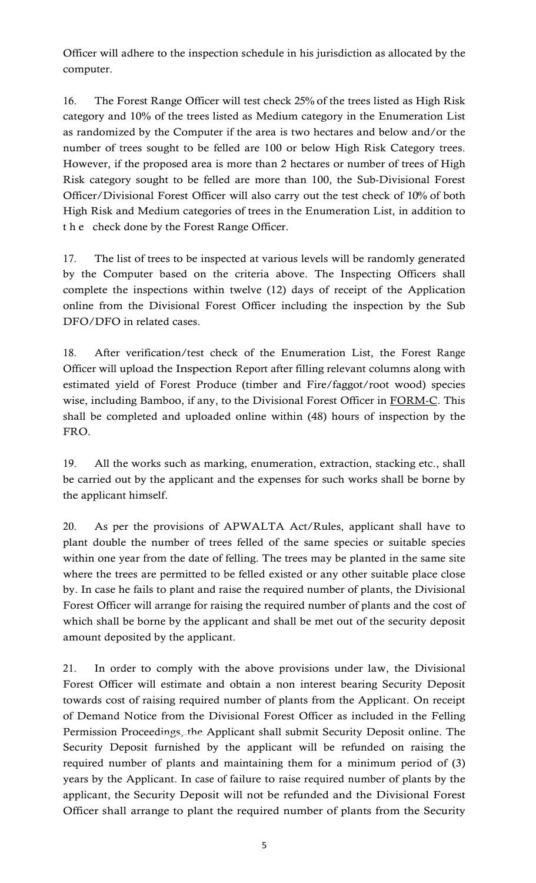Officer will adhere to the inspection schedule in his jurisdiction as allocated by the computer.

16. The Forest Range Officer will test check 25% of the trees listed as High Risk category and 10% of the trees listed as Medium category in the Enumeration List as randomized by the Computer if the area is two hectares and below and/or the number of trees sought to be felled are 100 or below High Risk Category trees. However, if the proposed area is more than 2 hectares or number of trees of High Risk category sought to be felled are more than 100, the Sub-Divisional Forest Officer/Divisional Forest Officer will also carry out the test check of 10% of both High Risk and Medium categories of trees in the Enumeration List, in addition to the check done by the Forest Range Officer.

17. The list of trees to be inspected at various levels will be randomly generated by the Computer based on the criteria above. The Inspecting Officers shall complete the inspections within twelve (12) days of receipt of the Application online from the Divisional Forest Officer including the inspection by the Sub DFO/DFO in related cases.

18. After verification/test check of the Enumeration List, the Forest Range Officer will upload the Inspection Report after filling relevant columns along with estimated yield of Forest Produce (timber and Fire/faggot/root wood) species wise, including Bamboo, if any, to the Divisional Forest Officer in FORM-C. This shall be completed and uploaded online within (48) hours of inspection by the FRO.

19. All the works such as marking, enumeration, extraction, stacking etc., shall be carried out by the applicant and the expenses for such works shall be borne by the applicant himself.

20. As per the provisions of APWALTA Act/Rules, applicant shall have to plant double the number of trees felled of the same species or suitable species within one year from the date of felling. The trees may be planted in the same site where the trees are permitted to be felled existed or any other suitable place close by. In case he fails to plant and raise the required number of plants, the Divisional Forest Officer will arrange for raising the required number of plants and the cost of which shall be borne by the applicant and shall be met out of the security deposit amount deposited by the applicant.

21. In order to comply with the above provisions under law, the Divisional Forest Officer will estimate and obtain a non interest bearing Security Deposit towards cost of raising required number of plants from the Applicant. On receipt of Demand Notice from the Divisional Forest Officer as included in the Felling Permission Proceedings, the Applicant shall submit Security Deposit online. The Security Deposit furnished by the applicant will be refunded on raising the required number of plants and maintaining them for a minimum period of (3) years by the Applicant. In case of failure to raise required number of plants by the applicant, the Security Deposit will not be refunded and the Divisional Forest Officer shall arrange to plant the required number of plants from the Security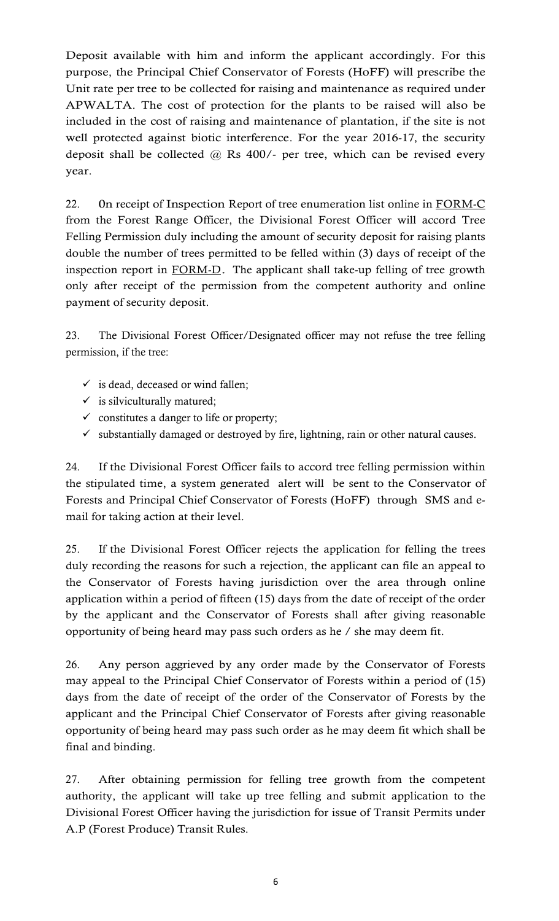Deposit available with him and inform the applicant accordingly. For this purpose, the Principal Chief Conservator of Forests (HoFF) will prescribe the Unit rate per tree to be collected for raising and maintenance as required under APWALTA. The cost of protection for the plants to be raised will also be included in the cost of raising and maintenance of plantation, if the site is not well protected against biotic interference. For the year 2016-17, the security deposit shall be collected @ Rs 400/- per tree, which can be revised every year.

22. On receipt of Inspection Report of tree enumeration list online in FORM-C from the Forest Range Officer, the Divisional Forest Officer will accord Tree Felling Permission duly including the amount of security deposit for raising plants double the number of trees permitted to be felled within (3) days of receipt of the inspection report in FORM-D. The applicant shall take-up felling of tree growth only after receipt of the permission from the competent authority and online payment of security deposit.

23. The Divisional Forest Officer/Designated officer may not refuse the tree felling permission, if the tree:

- ✓ is dead, deceased or wind fallen;
- ✓ is silviculturally matured;
- ✓ constitutes a danger to life or property;
- ✓ substantially damaged or destroyed by fire, lightning, rain or other natural causes.

24. If the Divisional Forest Officer fails to accord tree felling permission within the stipulated time, a system generated alert will be sent to the Conservator of Forests and Principal Chief Conservator of Forests (HoFF) through SMS and e-mail for taking action at their level.

25. If the Divisional Forest Officer rejects the application for felling the trees duly recording the reasons for such a rejection, the applicant can file an appeal to the Conservator of Forests having jurisdiction over the area through online application within a period of fifteen (15) days from the date of receipt of the order by the applicant and the Conservator of Forests shall after giving reasonable opportunity of being heard may pass such orders as he / she may deem fit.

26. Any person aggrieved by any order made by the Conservator of Forests may appeal to the Principal Chief Conservator of Forests within a period of (15) days from the date of receipt of the order of the Conservator of Forests by the applicant and the Principal Chief Conservator of Forests after giving reasonable opportunity of being heard may pass such order as he may deem fit which shall be final and binding.

27. After obtaining permission for felling tree growth from the competent authority, the applicant will take up tree felling and submit application to the Divisional Forest Officer having the jurisdiction for issue of Transit Permits under A.P (Forest Produce) Transit Rules.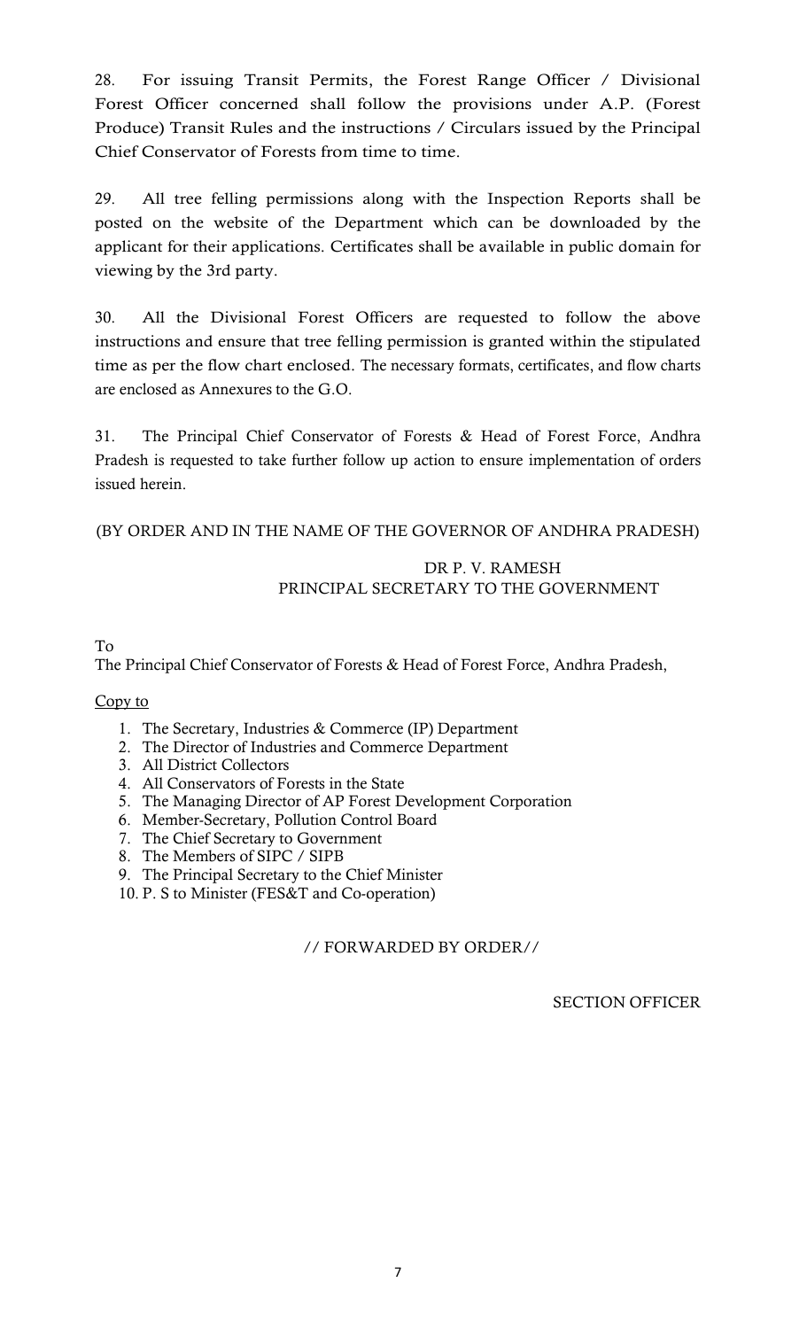28. For issuing Transit Permits, the Forest Range Officer / Divisional Forest Officer concerned shall follow the provisions under A.P. (Forest Produce) Transit Rules and the instructions / Circulars issued by the Principal Chief Conservator of Forests from time to time.

29. All tree felling permissions along with the Inspection Reports shall be posted on the website of the Department which can be downloaded by the applicant for their applications. Certificates shall be available in public domain for viewing by the 3rd party.

30. All the Divisional Forest Officers are requested to follow the above instructions and ensure that tree felling permission is granted within the stipulated time as per the flow chart enclosed. The necessary formats, certificates, and flow charts are enclosed as Annexures to the G.O.

31. The Principal Chief Conservator of Forests & Head of Forest Force, Andhra Pradesh is requested to take further follow up action to ensure implementation of orders issued herein.

(BY ORDER AND IN THE NAME OF THE GOVERNOR OF ANDHRA PRADESH)

DR P. V. RAMESH
PRINCIPAL SECRETARY TO THE GOVERNMENT

To
The Principal Chief Conservator of Forests & Head of Forest Force, Andhra Pradesh,

Copy to

1. The Secretary, Industries & Commerce (IP) Department
2. The Director of Industries and Commerce Department
3. All District Collectors
4. All Conservators of Forests in the State
5. The Managing Director of AP Forest Development Corporation
6. Member-Secretary, Pollution Control Board
7. The Chief Secretary to Government
8. The Members of SIPC / SIPB
9. The Principal Secretary to the Chief Minister
10. P. S to Minister (FES&T and Co-operation)

// FORWARDED BY ORDER//

SECTION OFFICER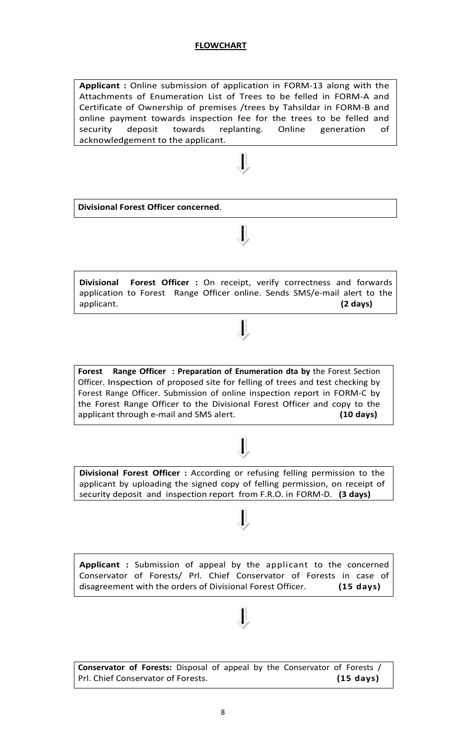**FLOWCHART**

**Applicant :** Online submission of application in FORM-13 along with the Attachments of Enumeration List of Trees to be felled in FORM-A and Certificate of Ownership of premises /trees by Tahsildar in FORM-B and online payment towards inspection fee for the trees to be felled and security deposit towards replanting. Online generation of acknowledgement to the applicant.

↓

**Divisional Forest Officer concerned**.

↓

**Divisional Forest Officer :** On receipt, verify correctness and forwards application to Forest Range Officer online. Sends SMS/e-mail alert to the applicant. **(2 days)**

↓

**Forest Range Officer : Preparation of Enumeration dta by** the Forest Section Officer. Inspection of proposed site for felling of trees and test checking by Forest Range Officer. Submission of online inspection report in FORM-C by the Forest Range Officer to the Divisional Forest Officer and copy to the applicant through e-mail and SMS alert. **(10 days)**

↓

**Divisional Forest Officer :** According or refusing felling permission to the applicant by uploading the signed copy of felling permission, on receipt of security deposit and inspection report from F.R.O. in FORM-D. **(3 days)**

↓

**Applicant :** Submission of appeal by the applicant to the concerned Conservator of Forests/ Prl. Chief Conservator of Forests in case of disagreement with the orders of Divisional Forest Officer. **(15 days)**

↓

**Conservator of Forests:** Disposal of appeal by the Conservator of Forests / Prl. Chief Conservator of Forests. **(15 days)**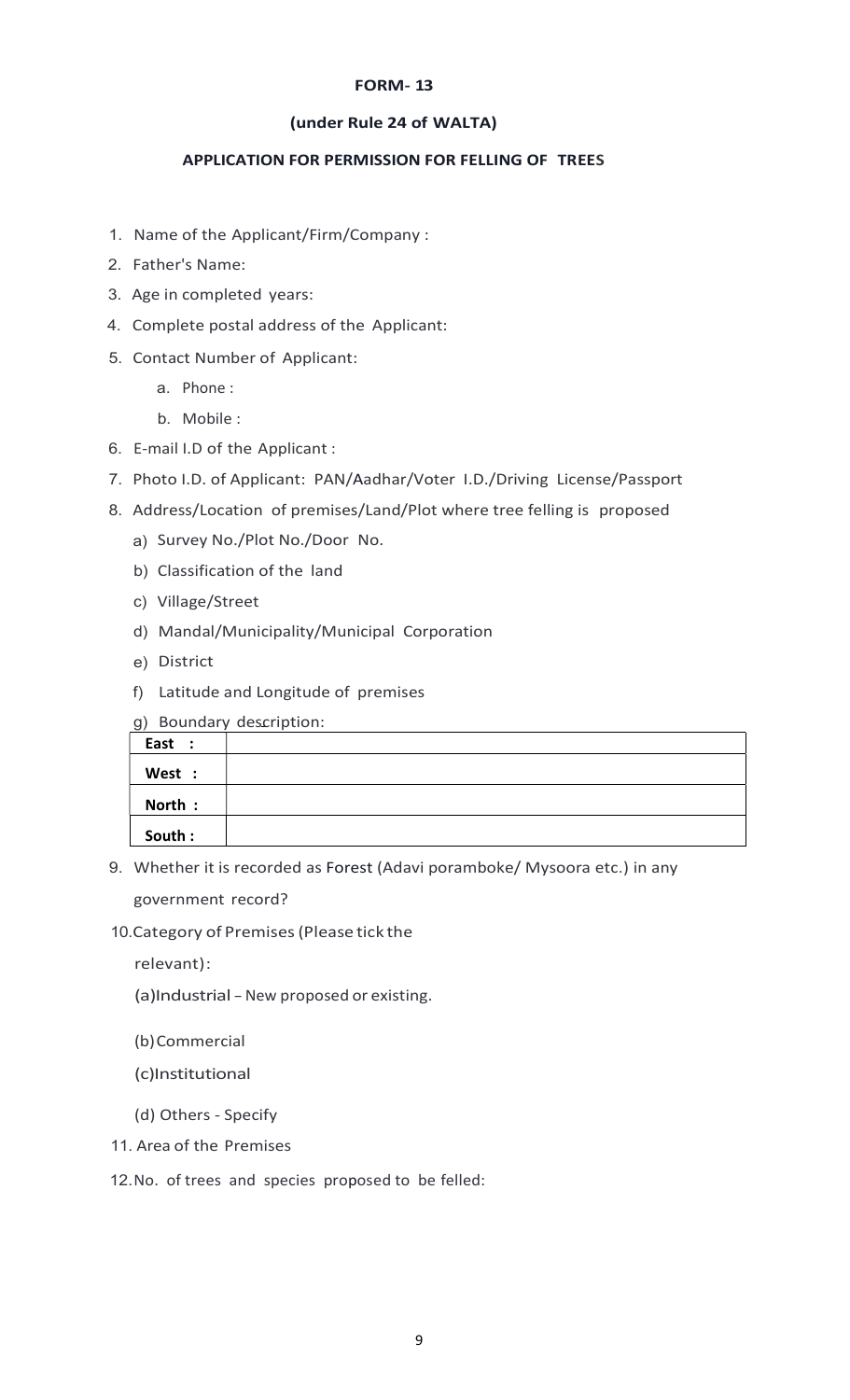**FORM- 13**

**(under Rule 24 of WALTA)**

**APPLICATION FOR PERMISSION FOR FELLING OF TREES**

1. Name of the Applicant/Firm/Company :
2. Father's Name:
3. Age in completed years:
4. Complete postal address of the Applicant:
5. Contact Number of Applicant:
   a. Phone :
   b. Mobile :
6. E-mail I.D of the Applicant :
7. Photo I.D. of Applicant: PAN/Aadhar/Voter I.D./Driving License/Passport
8. Address/Location of premises/Land/Plot where tree felling is proposed
   a) Survey No./Plot No./Door No.
   b) Classification of the land
   c) Village/Street
   d) Mandal/Municipality/Municipal Corporation
   e) District
   f) Latitude and Longitude of premises
   g) Boundary description:

| **East :** | |
|---|---|
| **West :** | |
| **North :** | |
| **South :** | |

9. Whether it is recorded as Forest (Adavi poramboke/ Mysoora etc.) in any government record?
10. Category of Premises (Please tick the relevant):
    (a) Industrial – New proposed or existing.
    (b) Commercial
    (c) Institutional
    (d) Others - Specify
11. Area of the Premises
12. No. of trees and species proposed to be felled: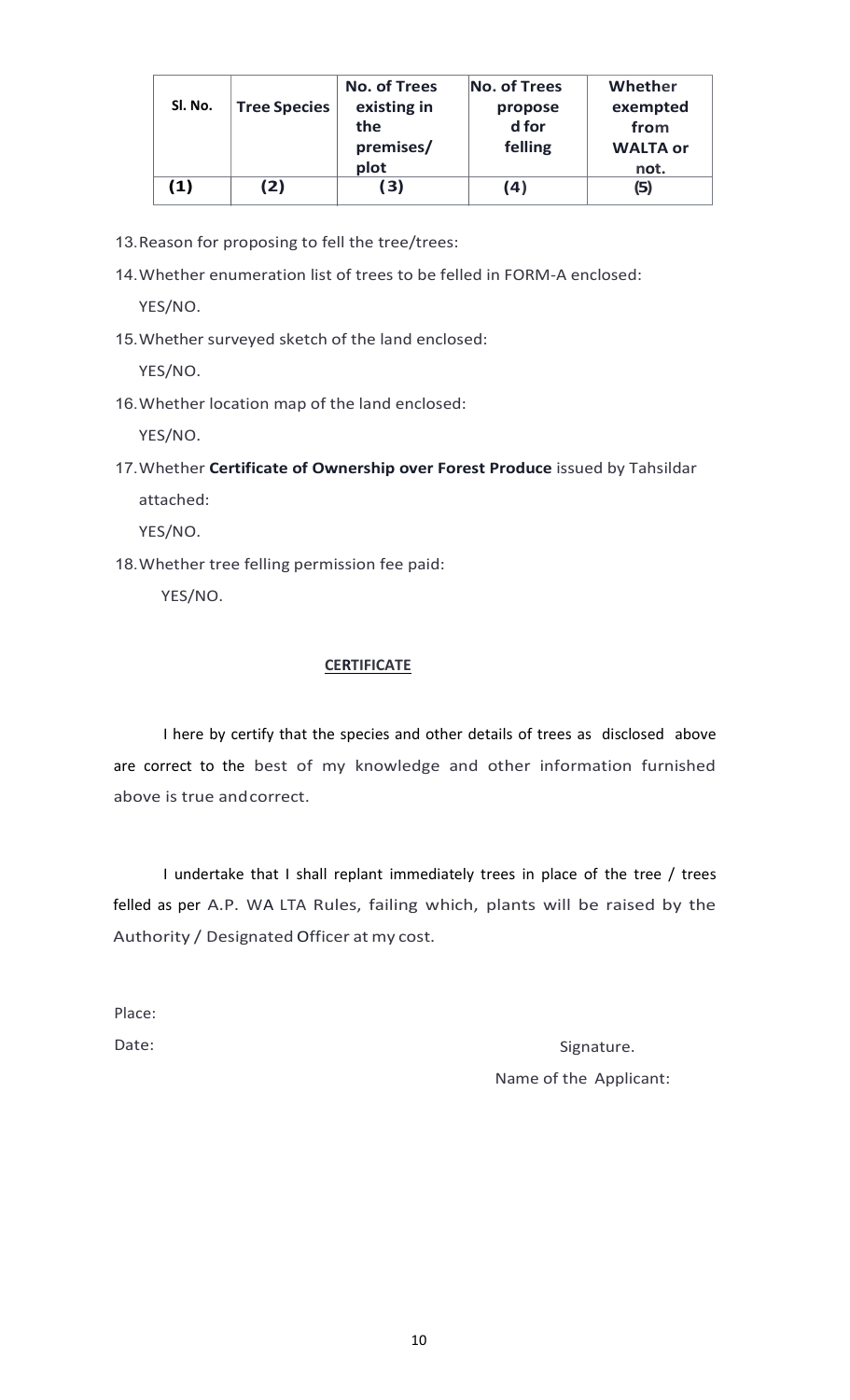| Sl. No. | Tree Species | No. of Trees existing in the premises/ plot | No. of Trees proposed for felling | Whether exempted from WALTA or not. |
|---|---|---|---|---|
| (1) | (2) | (3) | (4) | (5) |

13. Reason for proposing to fell the tree/trees:

14. Whether enumeration list of trees to be felled in FORM-A enclosed:

    YES/NO.

15. Whether surveyed sketch of the land enclosed:

    YES/NO.

16. Whether location map of the land enclosed:

    YES/NO.

17. Whether **Certificate of Ownership over Forest Produce** issued by Tahsildar attached:

    YES/NO.

18. Whether tree felling permission fee paid:

    YES/NO.

**CERTIFICATE**

I here by certify that the species and other details of trees as disclosed above are correct to the best of my knowledge and other information furnished above is true and correct.

I undertake that I shall replant immediately trees in place of the tree / trees felled as per A.P. WA LTA Rules, failing which, plants will be raised by the Authority / Designated Officer at my cost.

Place:

Date:

Signature.

Name of the Applicant: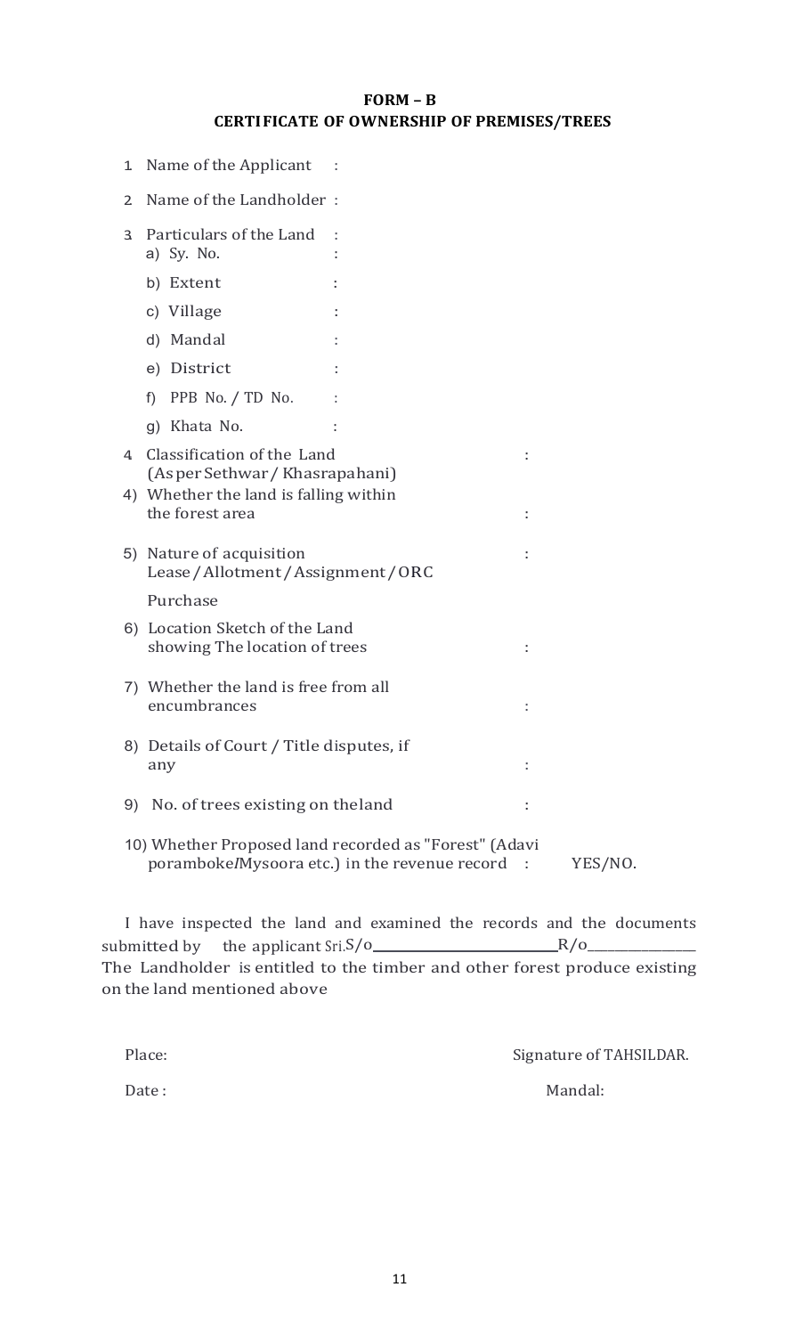**FORM – B**

**CERTIFICATE OF OWNERSHIP OF PREMISES/TREES**

1. Name of the Applicant :
2. Name of the Landholder :
3. Particulars of the Land :
   a) Sy. No. :
   b) Extent :
   c) Village :
   d) Mandal :
   e) District :
   f) PPB No. / TD No. :
   g) Khata No. :
4. Classification of the Land (As per Sethwar / Khasrapahani) :

4) Whether the land is falling within the forest area :

5) Nature of acquisition Lease / Allotment / Assignment / ORC Purchase :

6) Location Sketch of the Land showing The location of trees :

7) Whether the land is free from all encumbrances :

8) Details of Court / Title disputes, if any :

9) No. of trees existing on theland :

10) Whether Proposed land recorded as "Forest" (Adavi porambokeIMysoora etc.) in the revenue record : YES/NO.

I have inspected the land and examined the records and the documents submitted by the applicant Sri.S/o\_\_\_\_\_\_\_\_\_\_\_\_\_\_\_\_\_\_\_\_\_\_\_\_\_\_R/o\_\_\_\_\_\_\_\_\_\_\_\_\_\_\_\_\_ The Landholder is entitled to the timber and other forest produce existing on the land mentioned above

Place: Signature of TAHSILDAR.

Date : Mandal: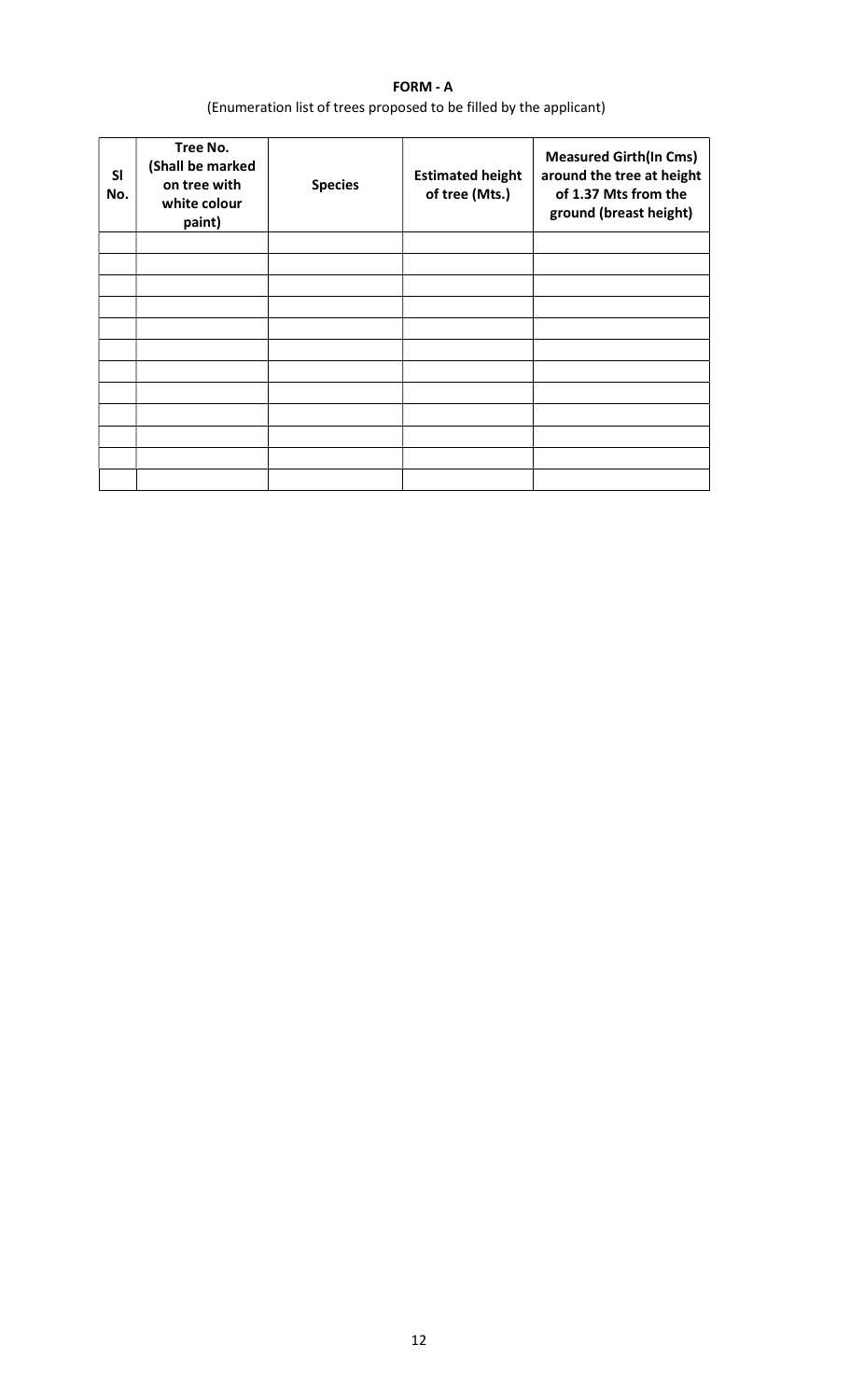**FORM - A**

(Enumeration list of trees proposed to be filled by the applicant)

| Sl No. | Tree No. (Shall be marked on tree with white colour paint) | Species | Estimated height of tree (Mts.) | Measured Girth(In Cms) around the tree at height of 1.37 Mts from the ground (breast height) |
|---|---|---|---|---|
| | | | | |
| | | | | |
| | | | | |
| | | | | |
| | | | | |
| | | | | |
| | | | | |
| | | | | |
| | | | | |
| | | | | |
| | | | | |
| | | | | |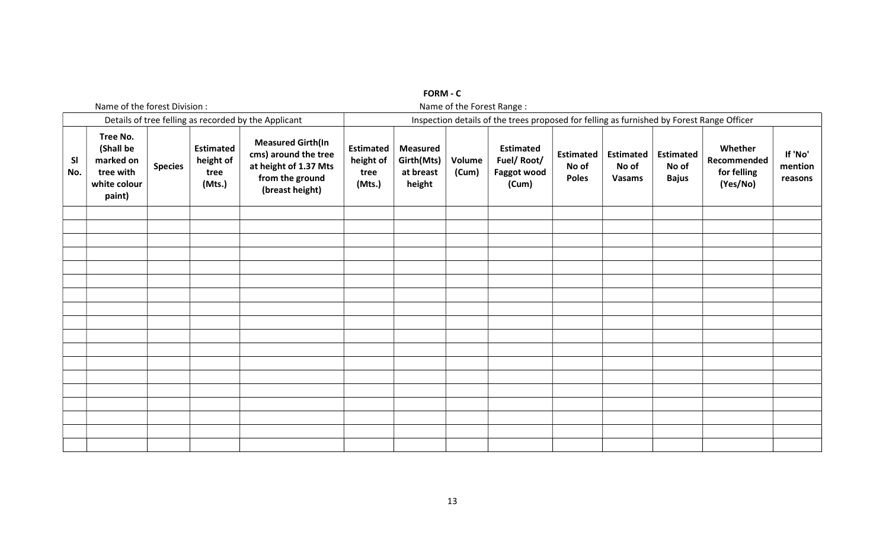**FORM - C**

Name of the forest Division :

Name of the Forest Range :

| Details of tree felling as recorded by the Applicant | | | | | Inspection details of the trees proposed for felling as furnished by Forest Range Officer | | | | | | | | | |
|---|---|---|---|---|---|---|---|---|---|---|---|---|---|---|
| **Sl No.** | **Tree No. (Shall be marked on tree with white colour paint)** | **Species** | **Estimated height of tree (Mts.)** | **Measured Girth(In cms) around the tree at height of 1.37 Mts from the ground (breast height)** | **Estimated height of tree (Mts.)** | **Measured Girth(Mts) at breast height** | **Volume (Cum)** | **Estimated Fuel/ Root/ Faggot wood (Cum)** | **Estimated No of Poles** | **Estimated No of Vasams** | **Estimated No of Bajus** | **Whether Recommended for felling (Yes/No)** | **If 'No' mention reasons** | |
| | | | | | | | | | | | | | | |
| | | | | | | | | | | | | | | |
| | | | | | | | | | | | | | | |
| | | | | | | | | | | | | | | |
| | | | | | | | | | | | | | | |
| | | | | | | | | | | | | | | |
| | | | | | | | | | | | | | | |
| | | | | | | | | | | | | | | |
| | | | | | | | | | | | | | | |
| | | | | | | | | | | | | | | |
| | | | | | | | | | | | | | | |
| | | | | | | | | | | | | | | |
| | | | | | | | | | | | | | | |
| | | | | | | | | | | | | | | |
| | | | | | | | | | | | | | | |
| | | | | | | | | | | | | | | |
| | | | | | | | | | | | | | | |
| | | | | | | | | | | | | | | |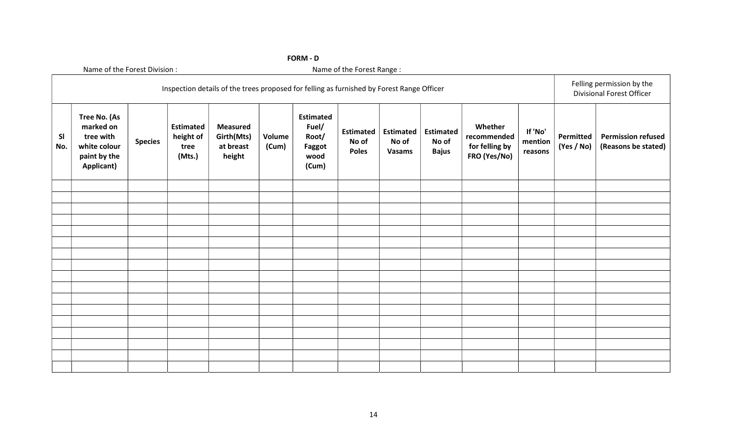**FORM - D**

Name of the Forest Division : Name of the Forest Range :

| Inspection details of the trees proposed for felling as furnished by Forest Range Officer | | | | | | | | | | | | Felling permission by the Divisional Forest Officer | |
|---|---|---|---|---|---|---|---|---|---|---|---|---|---|
| **Sl No.** | **Tree No. (As marked on tree with white colour paint by the Applicant)** | **Species** | **Estimated height of tree (Mts.)** | **Measured Girth(Mts) at breast height** | **Volume (Cum)** | **Estimated Fuel/ Root/ Faggot wood (Cum)** | **Estimated No of Poles** | **Estimated No of Vasams** | **Estimated No of Bajus** | **Whether recommended for felling by FRO (Yes/No)** | **If 'No' mention reasons** | **Permitted (Yes / No)** | **Permission refused (Reasons be stated)** |
| | | | | | | | | | | | | | |
| | | | | | | | | | | | | | |
| | | | | | | | | | | | | | |
| | | | | | | | | | | | | | |
| | | | | | | | | | | | | | |
| | | | | | | | | | | | | | |
| | | | | | | | | | | | | | |
| | | | | | | | | | | | | | |
| | | | | | | | | | | | | | |
| | | | | | | | | | | | | | |
| | | | | | | | | | | | | | |
| | | | | | | | | | | | | | |
| | | | | | | | | | | | | | |
| | | | | | | | | | | | | | |
| | | | | | | | | | | | | | |
| | | | | | | | | | | | | | |
| | | | | | | | | | | | | | |